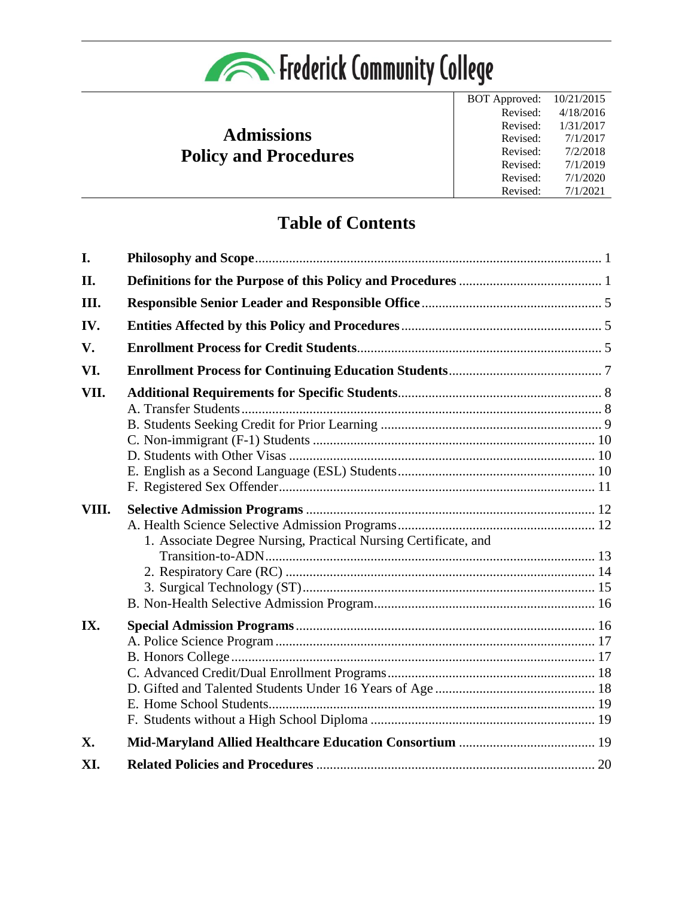# Frederick Community College

## Admissions Policy and Procedures

| BOT Approved: | 10/21/2015 |
|---|---|
| Revised: | 4/18/2016 |
| Revised: | 1/31/2017 |
| Revised: | 7/1/2017 |
| Revised: | 7/2/2018 |
| Revised: | 7/1/2019 |
| Revised: | 7/1/2020 |
| Revised: | 7/1/2021 |

## Table of Contents

**I. Philosophy and Scope** .......... 1

**II. Definitions for the Purpose of this Policy and Procedures** .......... 1

**III. Responsible Senior Leader and Responsible Office** .......... 5

**IV. Entities Affected by this Policy and Procedures** .......... 5

**V. Enrollment Process for Credit Students** .......... 5

**VI. Enrollment Process for Continuing Education Students** .......... 7

**VII. Additional Requirements for Specific Students** .......... 8
- A. Transfer Students .......... 8
- B. Students Seeking Credit for Prior Learning .......... 9
- C. Non-immigrant (F-1) Students .......... 10
- D. Students with Other Visas .......... 10
- E. English as a Second Language (ESL) Students .......... 10
- F. Registered Sex Offender .......... 11

**VIII. Selective Admission Programs** .......... 12
- A. Health Science Selective Admission Programs .......... 12
  - 1. Associate Degree Nursing, Practical Nursing Certificate, and Transition-to-ADN .......... 13
  - 2. Respiratory Care (RC) .......... 14
  - 3. Surgical Technology (ST) .......... 15
- B. Non-Health Selective Admission Program .......... 16

**IX. Special Admission Programs** .......... 16
- A. Police Science Program .......... 17
- B. Honors College .......... 17
- C. Advanced Credit/Dual Enrollment Programs .......... 18
- D. Gifted and Talented Students Under 16 Years of Age .......... 18
- E. Home School Students .......... 19
- F. Students without a High School Diploma .......... 19

**X. Mid-Maryland Allied Healthcare Education Consortium** .......... 19

**XI. Related Policies and Procedures** .......... 20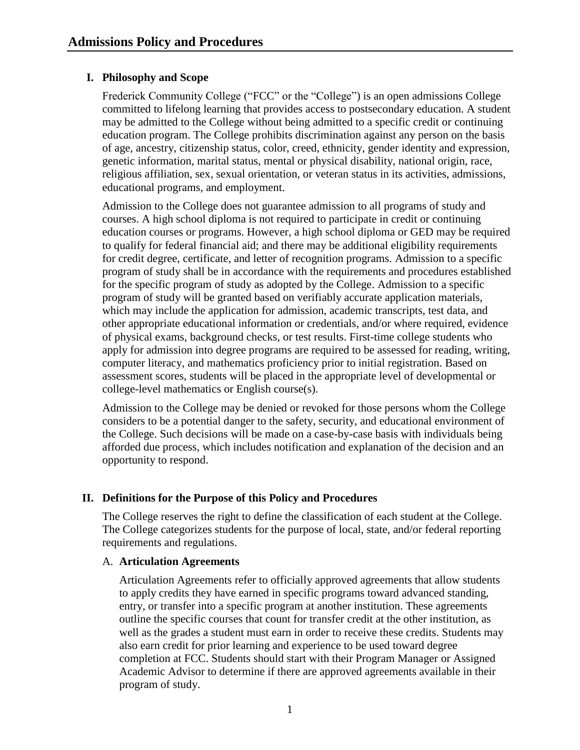# Admissions Policy and Procedures

## I. Philosophy and Scope

Frederick Community College ("FCC" or the "College") is an open admissions College committed to lifelong learning that provides access to postsecondary education. A student may be admitted to the College without being admitted to a specific credit or continuing education program. The College prohibits discrimination against any person on the basis of age, ancestry, citizenship status, color, creed, ethnicity, gender identity and expression, genetic information, marital status, mental or physical disability, national origin, race, religious affiliation, sex, sexual orientation, or veteran status in its activities, admissions, educational programs, and employment.

Admission to the College does not guarantee admission to all programs of study and courses. A high school diploma is not required to participate in credit or continuing education courses or programs. However, a high school diploma or GED may be required to qualify for federal financial aid; and there may be additional eligibility requirements for credit degree, certificate, and letter of recognition programs. Admission to a specific program of study shall be in accordance with the requirements and procedures established for the specific program of study as adopted by the College. Admission to a specific program of study will be granted based on verifiably accurate application materials, which may include the application for admission, academic transcripts, test data, and other appropriate educational information or credentials, and/or where required, evidence of physical exams, background checks, or test results. First-time college students who apply for admission into degree programs are required to be assessed for reading, writing, computer literacy, and mathematics proficiency prior to initial registration. Based on assessment scores, students will be placed in the appropriate level of developmental or college-level mathematics or English course(s).

Admission to the College may be denied or revoked for those persons whom the College considers to be a potential danger to the safety, security, and educational environment of the College. Such decisions will be made on a case-by-case basis with individuals being afforded due process, which includes notification and explanation of the decision and an opportunity to respond.

## II. Definitions for the Purpose of this Policy and Procedures

The College reserves the right to define the classification of each student at the College. The College categorizes students for the purpose of local, state, and/or federal reporting requirements and regulations.

### A. Articulation Agreements

Articulation Agreements refer to officially approved agreements that allow students to apply credits they have earned in specific programs toward advanced standing, entry, or transfer into a specific program at another institution. These agreements outline the specific courses that count for transfer credit at the other institution, as well as the grades a student must earn in order to receive these credits. Students may also earn credit for prior learning and experience to be used toward degree completion at FCC. Students should start with their Program Manager or Assigned Academic Advisor to determine if there are approved agreements available in their program of study.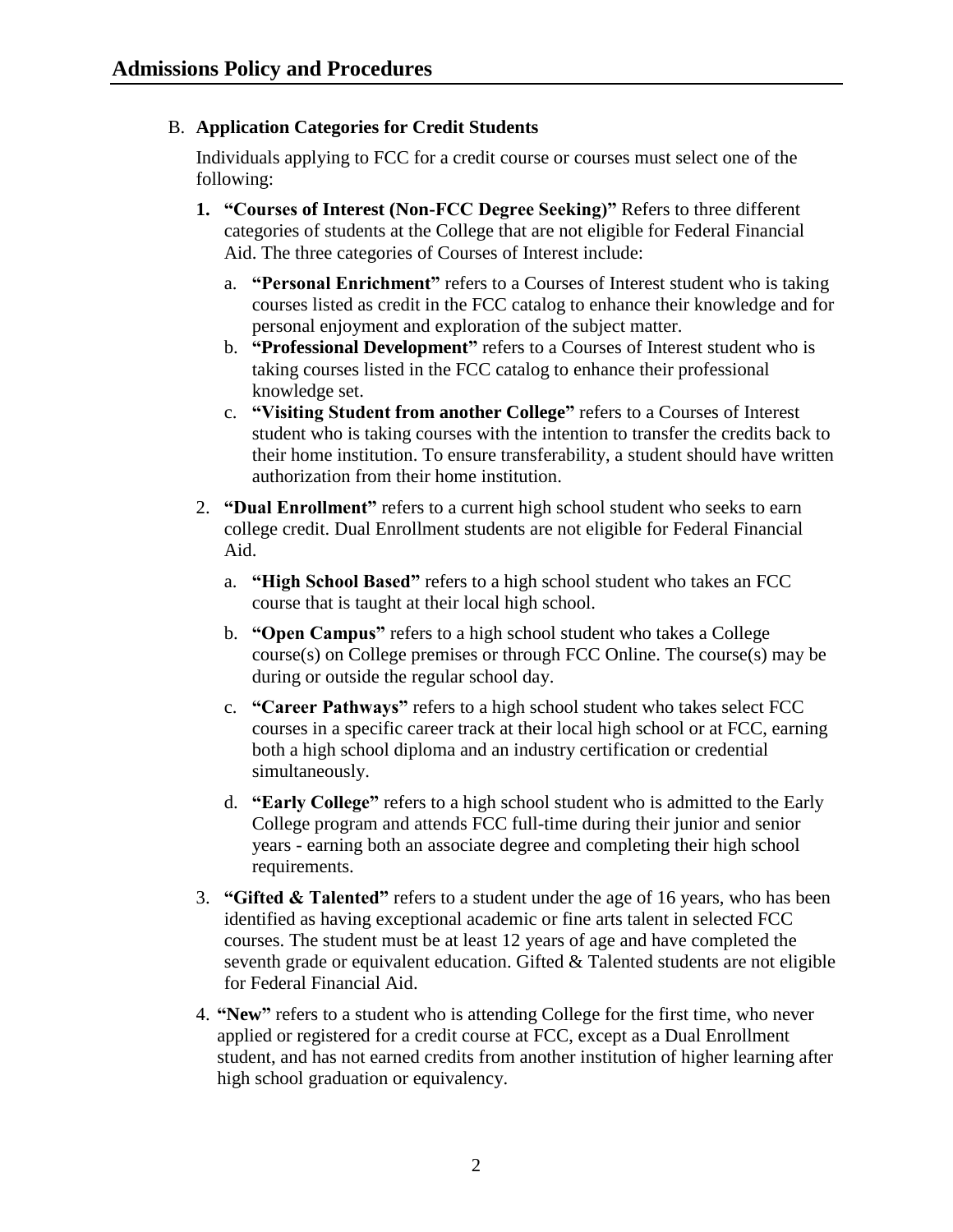## Admissions Policy and Procedures

B. **Application Categories for Credit Students**

Individuals applying to FCC for a credit course or courses must select one of the following:

1. **"Courses of Interest (Non-FCC Degree Seeking)"** Refers to three different categories of students at the College that are not eligible for Federal Financial Aid. The three categories of Courses of Interest include:
   a. **"Personal Enrichment"** refers to a Courses of Interest student who is taking courses listed as credit in the FCC catalog to enhance their knowledge and for personal enjoyment and exploration of the subject matter.
   b. **"Professional Development"** refers to a Courses of Interest student who is taking courses listed in the FCC catalog to enhance their professional knowledge set.
   c. **"Visiting Student from another College"** refers to a Courses of Interest student who is taking courses with the intention to transfer the credits back to their home institution. To ensure transferability, a student should have written authorization from their home institution.
2. **"Dual Enrollment"** refers to a current high school student who seeks to earn college credit. Dual Enrollment students are not eligible for Federal Financial Aid.
   a. **"High School Based"** refers to a high school student who takes an FCC course that is taught at their local high school.
   b. **"Open Campus"** refers to a high school student who takes a College course(s) on College premises or through FCC Online. The course(s) may be during or outside the regular school day.
   c. **"Career Pathways"** refers to a high school student who takes select FCC courses in a specific career track at their local high school or at FCC, earning both a high school diploma and an industry certification or credential simultaneously.
   d. **"Early College"** refers to a high school student who is admitted to the Early College program and attends FCC full-time during their junior and senior years - earning both an associate degree and completing their high school requirements.
3. **"Gifted & Talented"** refers to a student under the age of 16 years, who has been identified as having exceptional academic or fine arts talent in selected FCC courses. The student must be at least 12 years of age and have completed the seventh grade or equivalent education. Gifted & Talented students are not eligible for Federal Financial Aid.
4. **"New"** refers to a student who is attending College for the first time, who never applied or registered for a credit course at FCC, except as a Dual Enrollment student, and has not earned credits from another institution of higher learning after high school graduation or equivalency.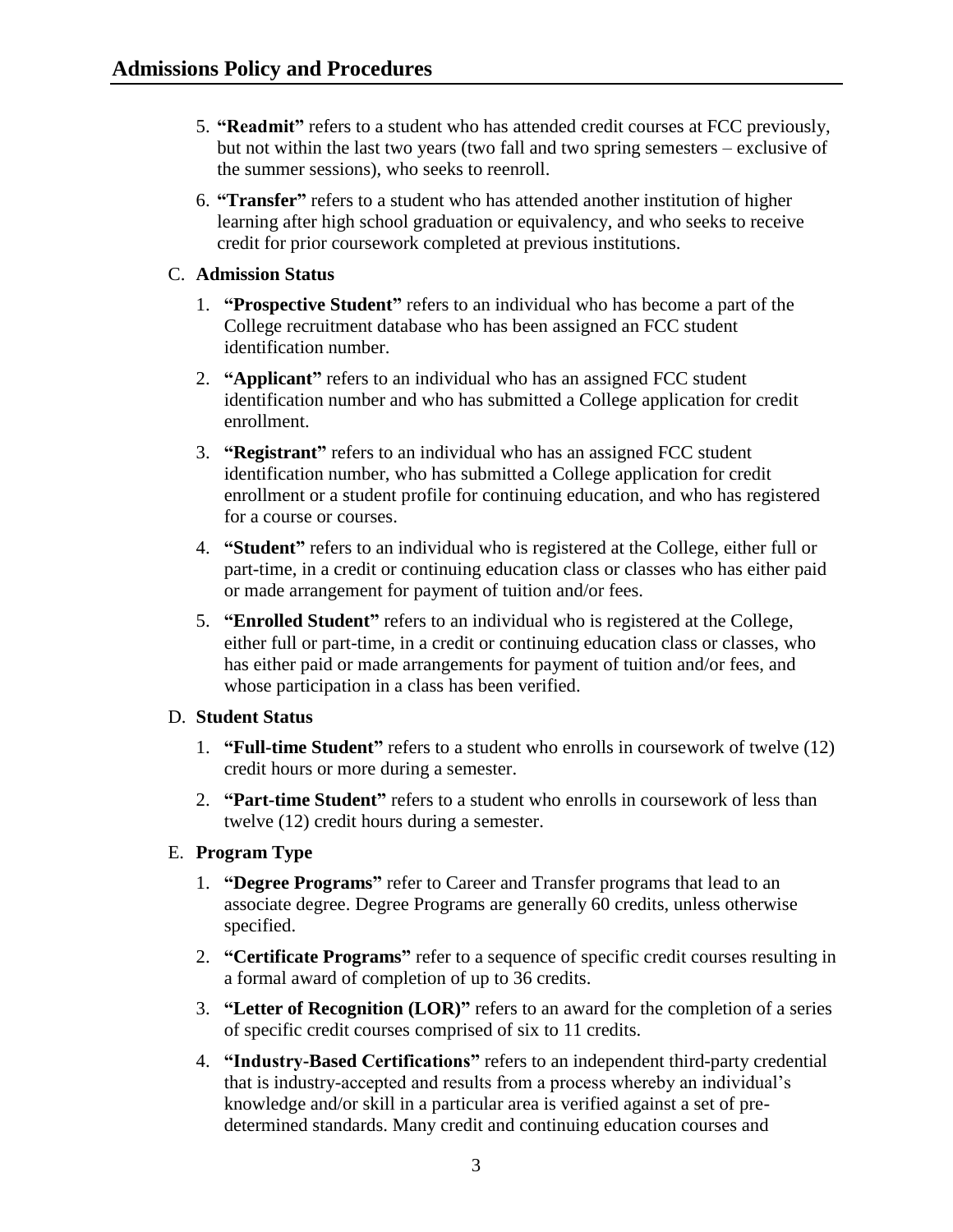5. **"Readmit"** refers to a student who has attended credit courses at FCC previously, but not within the last two years (two fall and two spring semesters – exclusive of the summer sessions), who seeks to reenroll.
6. **"Transfer"** refers to a student who has attended another institution of higher learning after high school graduation or equivalency, and who seeks to receive credit for prior coursework completed at previous institutions.

C. **Admission Status**

1. **"Prospective Student"** refers to an individual who has become a part of the College recruitment database who has been assigned an FCC student identification number.
2. **"Applicant"** refers to an individual who has an assigned FCC student identification number and who has submitted a College application for credit enrollment.
3. **"Registrant"** refers to an individual who has an assigned FCC student identification number, who has submitted a College application for credit enrollment or a student profile for continuing education, and who has registered for a course or courses.
4. **"Student"** refers to an individual who is registered at the College, either full or part-time, in a credit or continuing education class or classes who has either paid or made arrangement for payment of tuition and/or fees.
5. **"Enrolled Student"** refers to an individual who is registered at the College, either full or part-time, in a credit or continuing education class or classes, who has either paid or made arrangements for payment of tuition and/or fees, and whose participation in a class has been verified.

D. **Student Status**

1. **"Full-time Student"** refers to a student who enrolls in coursework of twelve (12) credit hours or more during a semester.
2. **"Part-time Student"** refers to a student who enrolls in coursework of less than twelve (12) credit hours during a semester.

E. **Program Type**

1. **"Degree Programs"** refer to Career and Transfer programs that lead to an associate degree. Degree Programs are generally 60 credits, unless otherwise specified.
2. **"Certificate Programs"** refer to a sequence of specific credit courses resulting in a formal award of completion of up to 36 credits.
3. **"Letter of Recognition (LOR)"** refers to an award for the completion of a series of specific credit courses comprised of six to 11 credits.
4. **"Industry-Based Certifications"** refers to an independent third-party credential that is industry-accepted and results from a process whereby an individual's knowledge and/or skill in a particular area is verified against a set of pre-determined standards. Many credit and continuing education courses and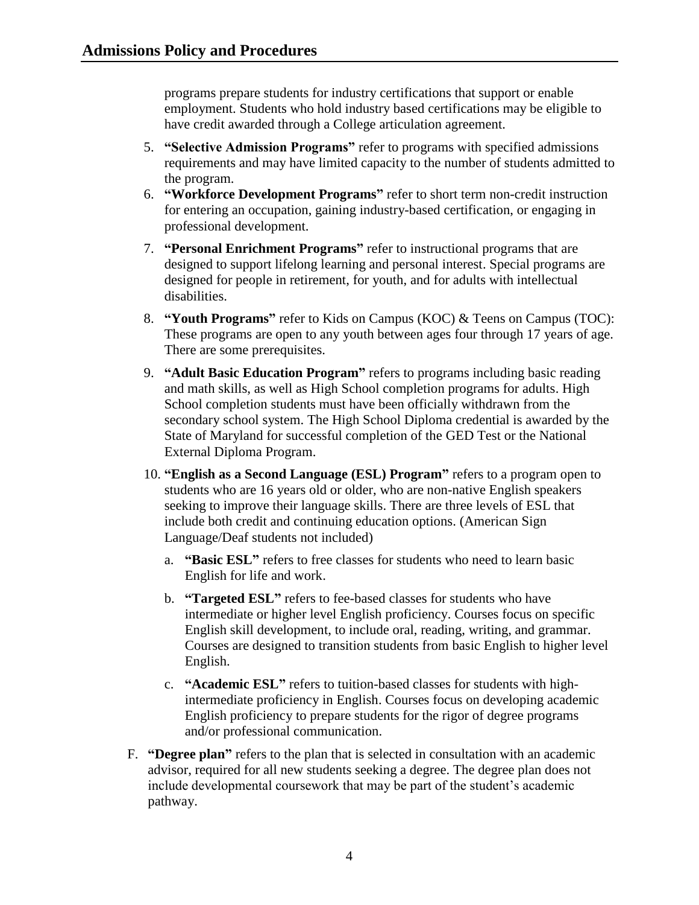programs prepare students for industry certifications that support or enable employment. Students who hold industry based certifications may be eligible to have credit awarded through a College articulation agreement.

5. **"Selective Admission Programs"** refer to programs with specified admissions requirements and may have limited capacity to the number of students admitted to the program.
6. **"Workforce Development Programs"** refer to short term non-credit instruction for entering an occupation, gaining industry-based certification, or engaging in professional development.
7. **"Personal Enrichment Programs"** refer to instructional programs that are designed to support lifelong learning and personal interest. Special programs are designed for people in retirement, for youth, and for adults with intellectual disabilities.
8. **"Youth Programs"** refer to Kids on Campus (KOC) & Teens on Campus (TOC): These programs are open to any youth between ages four through 17 years of age. There are some prerequisites.
9. **"Adult Basic Education Program"** refers to programs including basic reading and math skills, as well as High School completion programs for adults. High School completion students must have been officially withdrawn from the secondary school system. The High School Diploma credential is awarded by the State of Maryland for successful completion of the GED Test or the National External Diploma Program.
10. **"English as a Second Language (ESL) Program"** refers to a program open to students who are 16 years old or older, who are non-native English speakers seeking to improve their language skills. There are three levels of ESL that include both credit and continuing education options. (American Sign Language/Deaf students not included)
    a. **"Basic ESL"** refers to free classes for students who need to learn basic English for life and work.
    b. **"Targeted ESL"** refers to fee-based classes for students who have intermediate or higher level English proficiency. Courses focus on specific English skill development, to include oral, reading, writing, and grammar. Courses are designed to transition students from basic English to higher level English.
    c. **"Academic ESL"** refers to tuition-based classes for students with high-intermediate proficiency in English. Courses focus on developing academic English proficiency to prepare students for the rigor of degree programs and/or professional communication.

F. **"Degree plan"** refers to the plan that is selected in consultation with an academic advisor, required for all new students seeking a degree. The degree plan does not include developmental coursework that may be part of the student's academic pathway.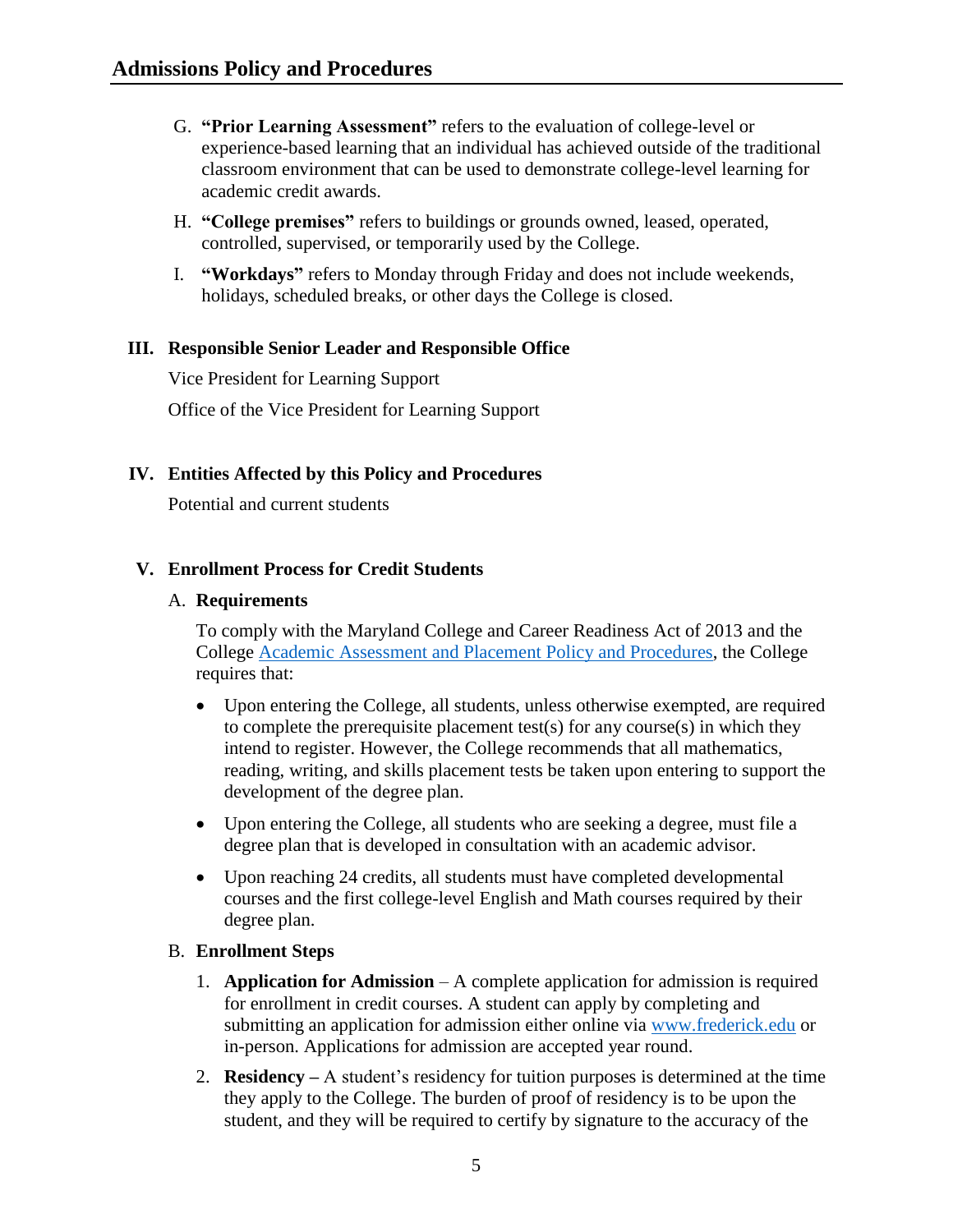G. **"Prior Learning Assessment"** refers to the evaluation of college-level or experience-based learning that an individual has achieved outside of the traditional classroom environment that can be used to demonstrate college-level learning for academic credit awards.

H. **"College premises"** refers to buildings or grounds owned, leased, operated, controlled, supervised, or temporarily used by the College.

I. **"Workdays"** refers to Monday through Friday and does not include weekends, holidays, scheduled breaks, or other days the College is closed.

## III. Responsible Senior Leader and Responsible Office

Vice President for Learning Support

Office of the Vice President for Learning Support

## IV. Entities Affected by this Policy and Procedures

Potential and current students

## V. Enrollment Process for Credit Students

### A. Requirements

To comply with the Maryland College and Career Readiness Act of 2013 and the College [Academic Assessment and Placement Policy and Procedures](), the College requires that:

- Upon entering the College, all students, unless otherwise exempted, are required to complete the prerequisite placement test(s) for any course(s) in which they intend to register. However, the College recommends that all mathematics, reading, writing, and skills placement tests be taken upon entering to support the development of the degree plan.
- Upon entering the College, all students who are seeking a degree, must file a degree plan that is developed in consultation with an academic advisor.
- Upon reaching 24 credits, all students must have completed developmental courses and the first college-level English and Math courses required by their degree plan.

### B. Enrollment Steps

1. **Application for Admission** – A complete application for admission is required for enrollment in credit courses. A student can apply by completing and submitting an application for admission either online via [www.frederick.edu](www.frederick.edu) or in-person. Applications for admission are accepted year round.
2. **Residency –** A student's residency for tuition purposes is determined at the time they apply to the College. The burden of proof of residency is to be upon the student, and they will be required to certify by signature to the accuracy of the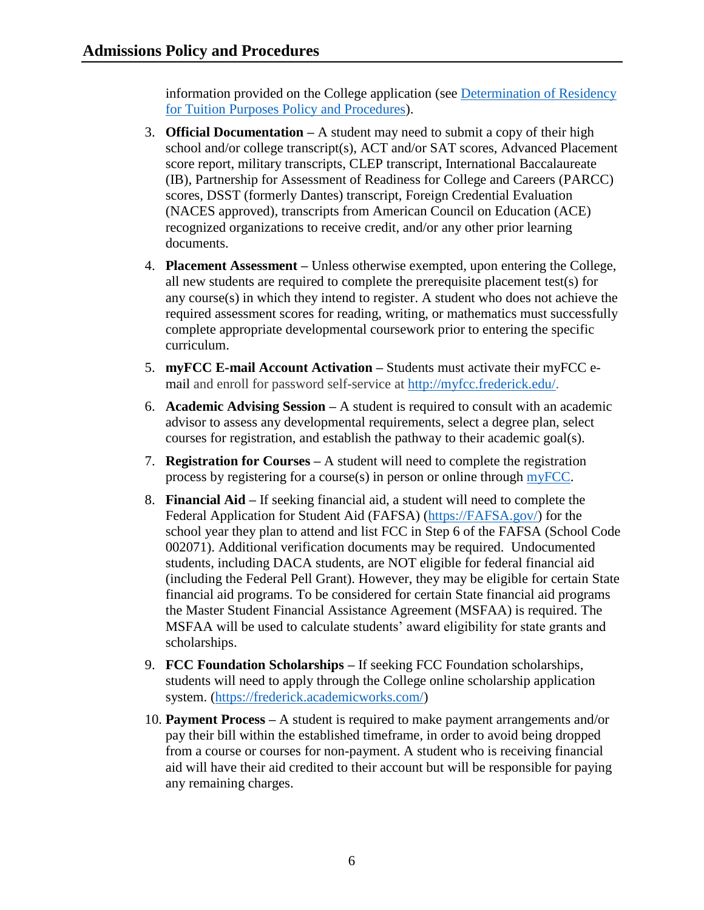information provided on the College application (see [Determination of Residency for Tuition Purposes Policy and Procedures](#)).

3. **Official Documentation –** A student may need to submit a copy of their high school and/or college transcript(s), ACT and/or SAT scores, Advanced Placement score report, military transcripts, CLEP transcript, International Baccalaureate (IB), Partnership for Assessment of Readiness for College and Careers (PARCC) scores, DSST (formerly Dantes) transcript, Foreign Credential Evaluation (NACES approved), transcripts from American Council on Education (ACE) recognized organizations to receive credit, and/or any other prior learning documents.

4. **Placement Assessment –** Unless otherwise exempted, upon entering the College, all new students are required to complete the prerequisite placement test(s) for any course(s) in which they intend to register. A student who does not achieve the required assessment scores for reading, writing, or mathematics must successfully complete appropriate developmental coursework prior to entering the specific curriculum.

5. **myFCC E-mail Account Activation –** Students must activate their myFCC e-mail and enroll for password self-service at http://myfcc.frederick.edu/.

6. **Academic Advising Session –** A student is required to consult with an academic advisor to assess any developmental requirements, select a degree plan, select courses for registration, and establish the pathway to their academic goal(s).

7. **Registration for Courses –** A student will need to complete the registration process by registering for a course(s) in person or online through myFCC.

8. **Financial Aid –** If seeking financial aid, a student will need to complete the Federal Application for Student Aid (FAFSA) (https://FAFSA.gov/) for the school year they plan to attend and list FCC in Step 6 of the FAFSA (School Code 002071). Additional verification documents may be required. Undocumented students, including DACA students, are NOT eligible for federal financial aid (including the Federal Pell Grant). However, they may be eligible for certain State financial aid programs. To be considered for certain State financial aid programs the Master Student Financial Assistance Agreement (MSFAA) is required. The MSFAA will be used to calculate students' award eligibility for state grants and scholarships.

9. **FCC Foundation Scholarships –** If seeking FCC Foundation scholarships, students will need to apply through the College online scholarship application system. (https://frederick.academicworks.com/)

10. **Payment Process –** A student is required to make payment arrangements and/or pay their bill within the established timeframe, in order to avoid being dropped from a course or courses for non-payment. A student who is receiving financial aid will have their aid credited to their account but will be responsible for paying any remaining charges.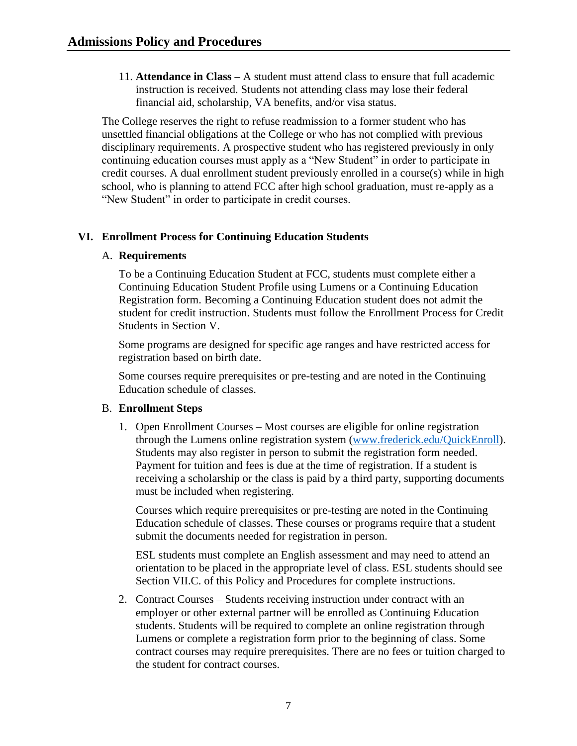11. **Attendance in Class –** A student must attend class to ensure that full academic instruction is received. Students not attending class may lose their federal financial aid, scholarship, VA benefits, and/or visa status.

The College reserves the right to refuse readmission to a former student who has unsettled financial obligations at the College or who has not complied with previous disciplinary requirements. A prospective student who has registered previously in only continuing education courses must apply as a "New Student" in order to participate in credit courses. A dual enrollment student previously enrolled in a course(s) while in high school, who is planning to attend FCC after high school graduation, must re-apply as a "New Student" in order to participate in credit courses.

## VI. Enrollment Process for Continuing Education Students

### A. Requirements

To be a Continuing Education Student at FCC, students must complete either a Continuing Education Student Profile using Lumens or a Continuing Education Registration form. Becoming a Continuing Education student does not admit the student for credit instruction. Students must follow the Enrollment Process for Credit Students in Section V.

Some programs are designed for specific age ranges and have restricted access for registration based on birth date.

Some courses require prerequisites or pre-testing and are noted in the Continuing Education schedule of classes.

### B. Enrollment Steps

1. Open Enrollment Courses – Most courses are eligible for online registration through the Lumens online registration system ([www.frederick.edu/QuickEnroll](www.frederick.edu/QuickEnroll)). Students may also register in person to submit the registration form needed. Payment for tuition and fees is due at the time of registration. If a student is receiving a scholarship or the class is paid by a third party, supporting documents must be included when registering.

   Courses which require prerequisites or pre-testing are noted in the Continuing Education schedule of classes. These courses or programs require that a student submit the documents needed for registration in person.

   ESL students must complete an English assessment and may need to attend an orientation to be placed in the appropriate level of class. ESL students should see Section VII.C. of this Policy and Procedures for complete instructions.

2. Contract Courses – Students receiving instruction under contract with an employer or other external partner will be enrolled as Continuing Education students. Students will be required to complete an online registration through Lumens or complete a registration form prior to the beginning of class. Some contract courses may require prerequisites. There are no fees or tuition charged to the student for contract courses.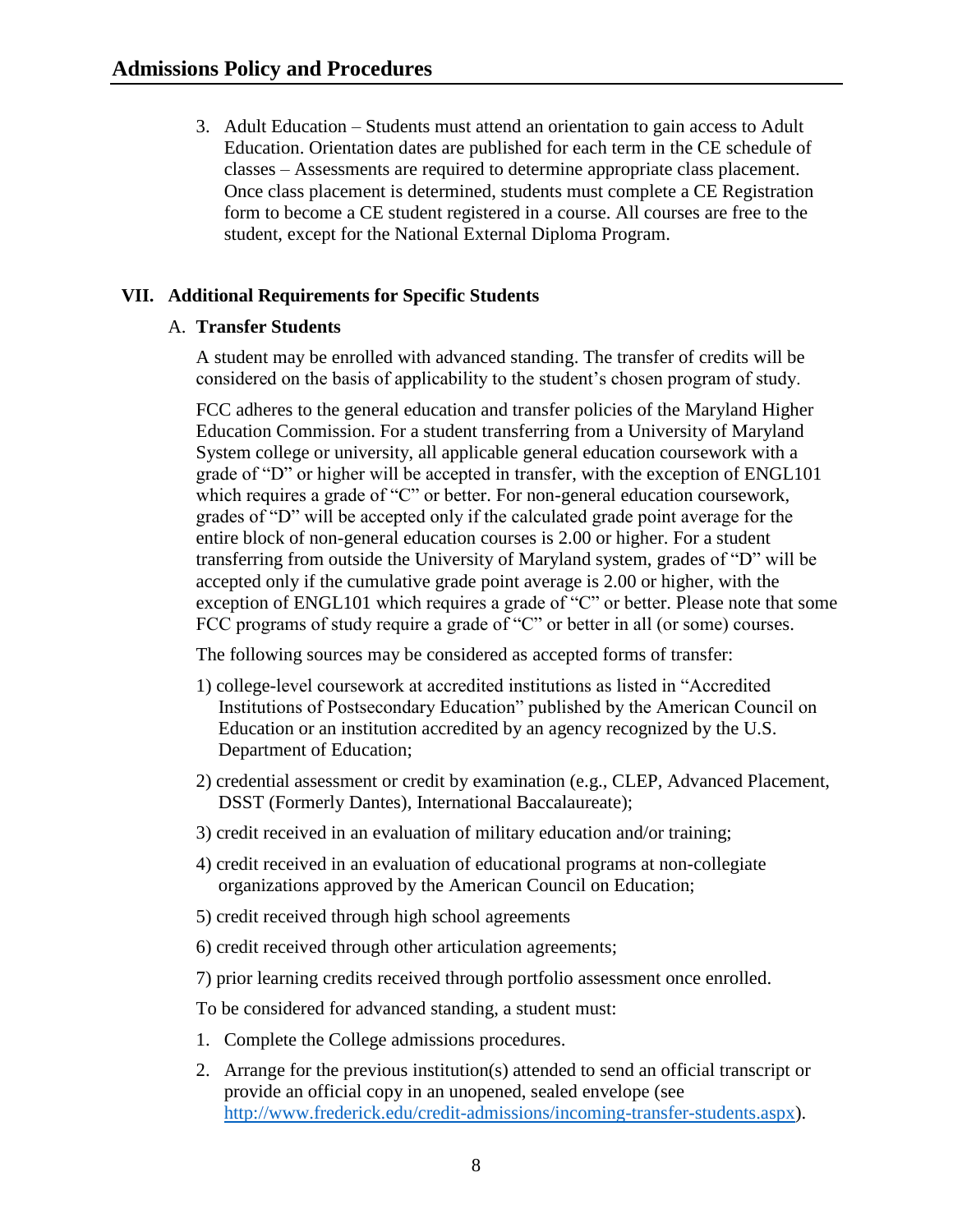3. Adult Education – Students must attend an orientation to gain access to Adult Education. Orientation dates are published for each term in the CE schedule of classes – Assessments are required to determine appropriate class placement. Once class placement is determined, students must complete a CE Registration form to become a CE student registered in a course. All courses are free to the student, except for the National External Diploma Program.

## VII. Additional Requirements for Specific Students

### A. Transfer Students

A student may be enrolled with advanced standing. The transfer of credits will be considered on the basis of applicability to the student's chosen program of study.

FCC adheres to the general education and transfer policies of the Maryland Higher Education Commission. For a student transferring from a University of Maryland System college or university, all applicable general education coursework with a grade of "D" or higher will be accepted in transfer, with the exception of ENGL101 which requires a grade of "C" or better. For non-general education coursework, grades of "D" will be accepted only if the calculated grade point average for the entire block of non-general education courses is 2.00 or higher. For a student transferring from outside the University of Maryland system, grades of "D" will be accepted only if the cumulative grade point average is 2.00 or higher, with the exception of ENGL101 which requires a grade of "C" or better. Please note that some FCC programs of study require a grade of "C" or better in all (or some) courses.

The following sources may be considered as accepted forms of transfer:

1) college-level coursework at accredited institutions as listed in "Accredited Institutions of Postsecondary Education" published by the American Council on Education or an institution accredited by an agency recognized by the U.S. Department of Education;
2) credential assessment or credit by examination (e.g., CLEP, Advanced Placement, DSST (Formerly Dantes), International Baccalaureate);
3) credit received in an evaluation of military education and/or training;
4) credit received in an evaluation of educational programs at non-collegiate organizations approved by the American Council on Education;
5) credit received through high school agreements
6) credit received through other articulation agreements;
7) prior learning credits received through portfolio assessment once enrolled.

To be considered for advanced standing, a student must:

1. Complete the College admissions procedures.
2. Arrange for the previous institution(s) attended to send an official transcript or provide an official copy in an unopened, sealed envelope (see [http://www.frederick.edu/credit-admissions/incoming-transfer-students.aspx](http://www.frederick.edu/credit-admissions/incoming-transfer-students.aspx)).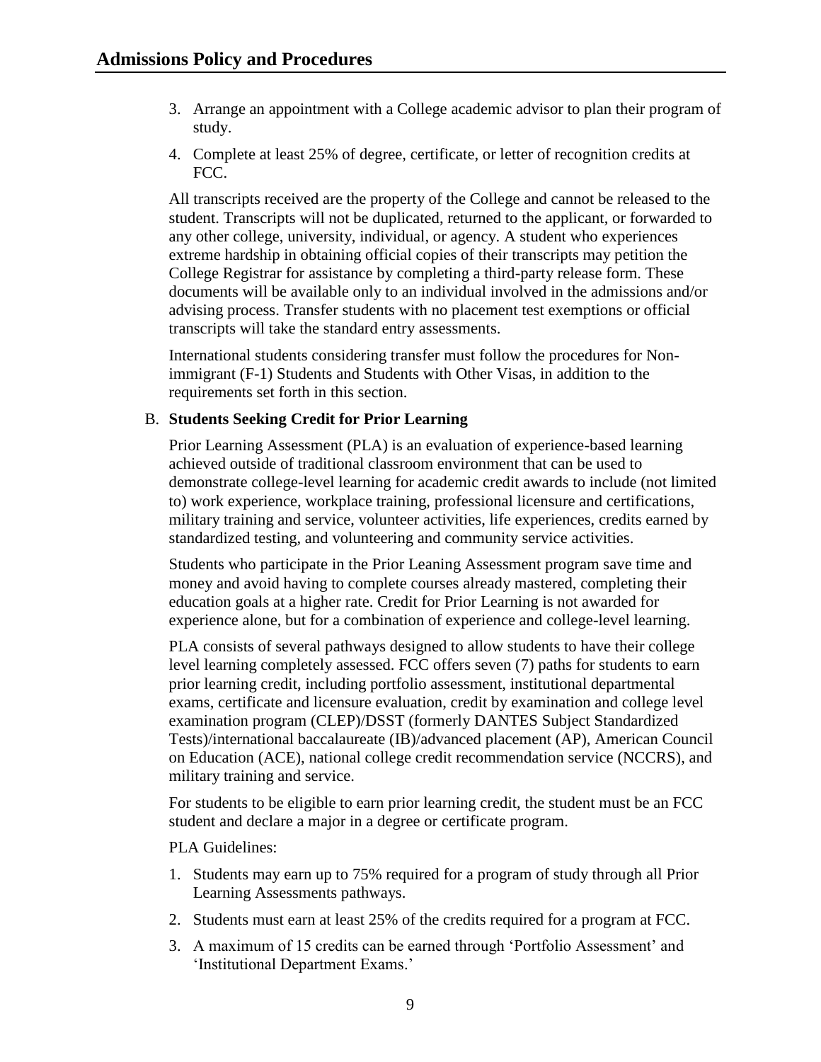3. Arrange an appointment with a College academic advisor to plan their program of study.
4. Complete at least 25% of degree, certificate, or letter of recognition credits at FCC.

All transcripts received are the property of the College and cannot be released to the student. Transcripts will not be duplicated, returned to the applicant, or forwarded to any other college, university, individual, or agency. A student who experiences extreme hardship in obtaining official copies of their transcripts may petition the College Registrar for assistance by completing a third-party release form. These documents will be available only to an individual involved in the admissions and/or advising process. Transfer students with no placement test exemptions or official transcripts will take the standard entry assessments.

International students considering transfer must follow the procedures for Non-immigrant (F-1) Students and Students with Other Visas, in addition to the requirements set forth in this section.

B. **Students Seeking Credit for Prior Learning**

Prior Learning Assessment (PLA) is an evaluation of experience-based learning achieved outside of traditional classroom environment that can be used to demonstrate college-level learning for academic credit awards to include (not limited to) work experience, workplace training, professional licensure and certifications, military training and service, volunteer activities, life experiences, credits earned by standardized testing, and volunteering and community service activities.

Students who participate in the Prior Leaning Assessment program save time and money and avoid having to complete courses already mastered, completing their education goals at a higher rate. Credit for Prior Learning is not awarded for experience alone, but for a combination of experience and college-level learning.

PLA consists of several pathways designed to allow students to have their college level learning completely assessed. FCC offers seven (7) paths for students to earn prior learning credit, including portfolio assessment, institutional departmental exams, certificate and licensure evaluation, credit by examination and college level examination program (CLEP)/DSST (formerly DANTES Subject Standardized Tests)/international baccalaureate (IB)/advanced placement (AP), American Council on Education (ACE), national college credit recommendation service (NCCRS), and military training and service.

For students to be eligible to earn prior learning credit, the student must be an FCC student and declare a major in a degree or certificate program.

PLA Guidelines:

1. Students may earn up to 75% required for a program of study through all Prior Learning Assessments pathways.
2. Students must earn at least 25% of the credits required for a program at FCC.
3. A maximum of 15 credits can be earned through 'Portfolio Assessment' and 'Institutional Department Exams.'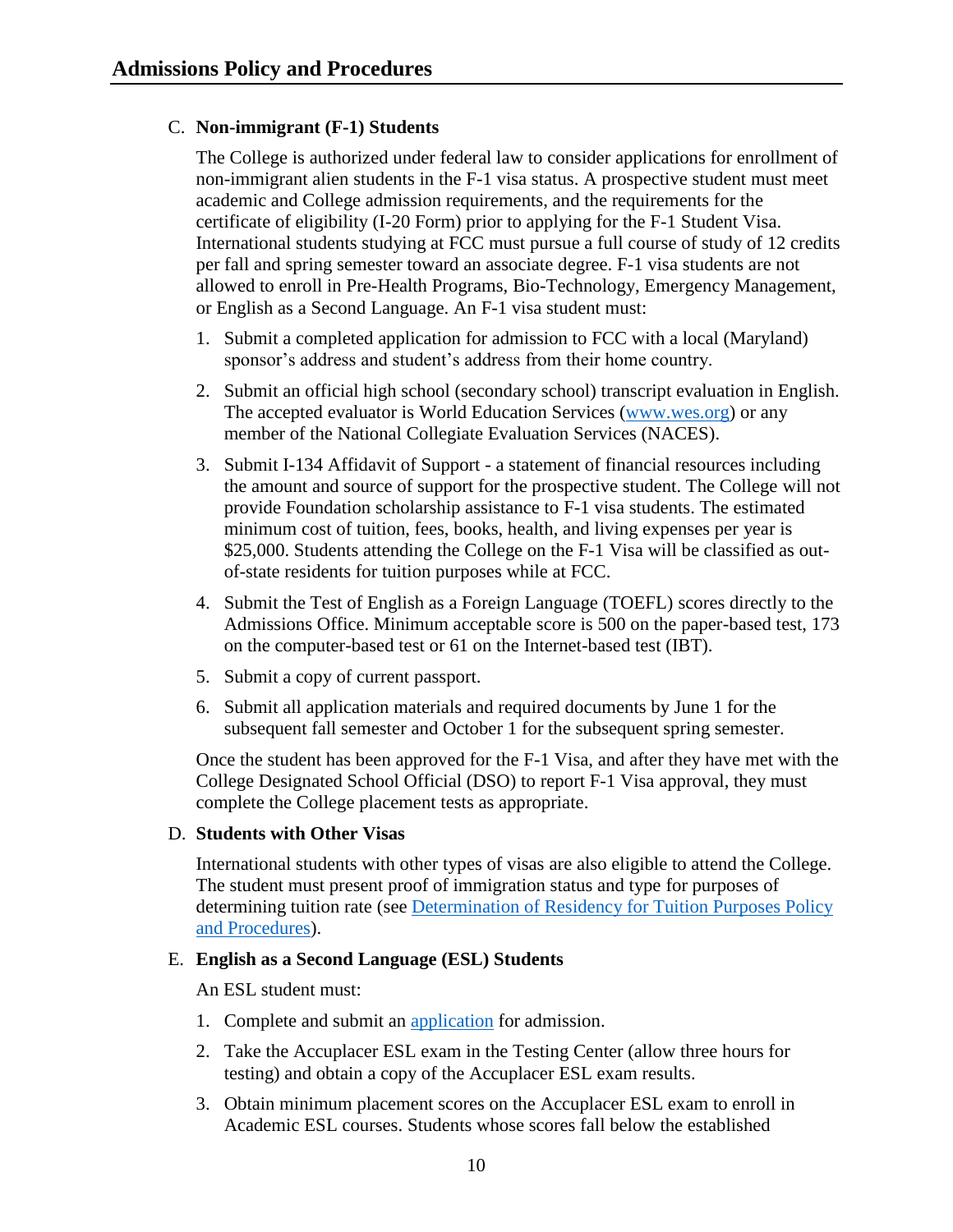## Admissions Policy and Procedures

C. **Non-immigrant (F-1) Students**

The College is authorized under federal law to consider applications for enrollment of non-immigrant alien students in the F-1 visa status. A prospective student must meet academic and College admission requirements, and the requirements for the certificate of eligibility (I-20 Form) prior to applying for the F-1 Student Visa. International students studying at FCC must pursue a full course of study of 12 credits per fall and spring semester toward an associate degree. F-1 visa students are not allowed to enroll in Pre-Health Programs, Bio-Technology, Emergency Management, or English as a Second Language. An F-1 visa student must:

1. Submit a completed application for admission to FCC with a local (Maryland) sponsor's address and student's address from their home country.
2. Submit an official high school (secondary school) transcript evaluation in English. The accepted evaluator is World Education Services ([www.wes.org](www.wes.org)) or any member of the National Collegiate Evaluation Services (NACES).
3. Submit I-134 Affidavit of Support - a statement of financial resources including the amount and source of support for the prospective student. The College will not provide Foundation scholarship assistance to F-1 visa students. The estimated minimum cost of tuition, fees, books, health, and living expenses per year is $25,000. Students attending the College on the F-1 Visa will be classified as out-of-state residents for tuition purposes while at FCC.
4. Submit the Test of English as a Foreign Language (TOEFL) scores directly to the Admissions Office. Minimum acceptable score is 500 on the paper-based test, 173 on the computer-based test or 61 on the Internet-based test (IBT).
5. Submit a copy of current passport.
6. Submit all application materials and required documents by June 1 for the subsequent fall semester and October 1 for the subsequent spring semester.

Once the student has been approved for the F-1 Visa, and after they have met with the College Designated School Official (DSO) to report F-1 Visa approval, they must complete the College placement tests as appropriate.

D. **Students with Other Visas**

International students with other types of visas are also eligible to attend the College. The student must present proof of immigration status and type for purposes of determining tuition rate (see Determination of Residency for Tuition Purposes Policy and Procedures).

E. **English as a Second Language (ESL) Students**

An ESL student must:

1. Complete and submit an application for admission.
2. Take the Accuplacer ESL exam in the Testing Center (allow three hours for testing) and obtain a copy of the Accuplacer ESL exam results.
3. Obtain minimum placement scores on the Accuplacer ESL exam to enroll in Academic ESL courses. Students whose scores fall below the established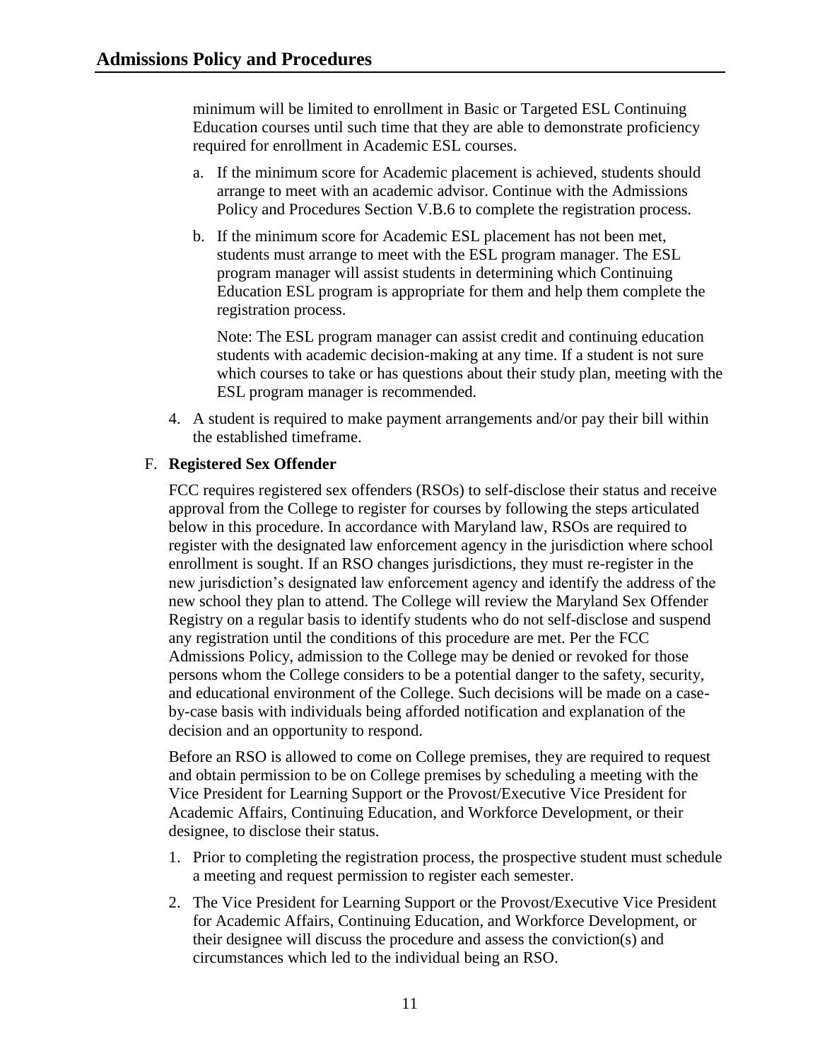minimum will be limited to enrollment in Basic or Targeted ESL Continuing Education courses until such time that they are able to demonstrate proficiency required for enrollment in Academic ESL courses.

a. If the minimum score for Academic placement is achieved, students should arrange to meet with an academic advisor. Continue with the Admissions Policy and Procedures Section V.B.6 to complete the registration process.

b. If the minimum score for Academic ESL placement has not been met, students must arrange to meet with the ESL program manager. The ESL program manager will assist students in determining which Continuing Education ESL program is appropriate for them and help them complete the registration process.

   Note: The ESL program manager can assist credit and continuing education students with academic decision-making at any time. If a student is not sure which courses to take or has questions about their study plan, meeting with the ESL program manager is recommended.

4. A student is required to make payment arrangements and/or pay their bill within the established timeframe.

F. **Registered Sex Offender**

FCC requires registered sex offenders (RSOs) to self-disclose their status and receive approval from the College to register for courses by following the steps articulated below in this procedure. In accordance with Maryland law, RSOs are required to register with the designated law enforcement agency in the jurisdiction where school enrollment is sought. If an RSO changes jurisdictions, they must re-register in the new jurisdiction's designated law enforcement agency and identify the address of the new school they plan to attend. The College will review the Maryland Sex Offender Registry on a regular basis to identify students who do not self-disclose and suspend any registration until the conditions of this procedure are met. Per the FCC Admissions Policy, admission to the College may be denied or revoked for those persons whom the College considers to be a potential danger to the safety, security, and educational environment of the College. Such decisions will be made on a case-by-case basis with individuals being afforded notification and explanation of the decision and an opportunity to respond.

Before an RSO is allowed to come on College premises, they are required to request and obtain permission to be on College premises by scheduling a meeting with the Vice President for Learning Support or the Provost/Executive Vice President for Academic Affairs, Continuing Education, and Workforce Development, or their designee, to disclose their status.

1. Prior to completing the registration process, the prospective student must schedule a meeting and request permission to register each semester.
2. The Vice President for Learning Support or the Provost/Executive Vice President for Academic Affairs, Continuing Education, and Workforce Development, or their designee will discuss the procedure and assess the conviction(s) and circumstances which led to the individual being an RSO.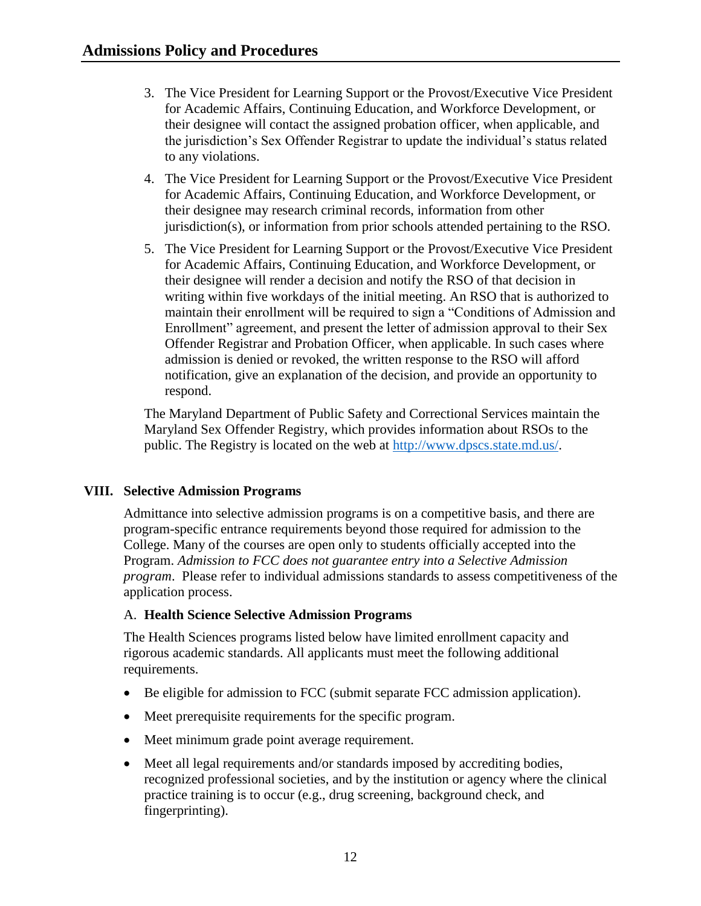3. The Vice President for Learning Support or the Provost/Executive Vice President for Academic Affairs, Continuing Education, and Workforce Development, or their designee will contact the assigned probation officer, when applicable, and the jurisdiction's Sex Offender Registrar to update the individual's status related to any violations.

4. The Vice President for Learning Support or the Provost/Executive Vice President for Academic Affairs, Continuing Education, and Workforce Development, or their designee may research criminal records, information from other jurisdiction(s), or information from prior schools attended pertaining to the RSO.

5. The Vice President for Learning Support or the Provost/Executive Vice President for Academic Affairs, Continuing Education, and Workforce Development, or their designee will render a decision and notify the RSO of that decision in writing within five workdays of the initial meeting. An RSO that is authorized to maintain their enrollment will be required to sign a "Conditions of Admission and Enrollment" agreement, and present the letter of admission approval to their Sex Offender Registrar and Probation Officer, when applicable. In such cases where admission is denied or revoked, the written response to the RSO will afford notification, give an explanation of the decision, and provide an opportunity to respond.

The Maryland Department of Public Safety and Correctional Services maintain the Maryland Sex Offender Registry, which provides information about RSOs to the public. The Registry is located on the web at [http://www.dpscs.state.md.us/](http://www.dpscs.state.md.us/).

## VIII. Selective Admission Programs

Admittance into selective admission programs is on a competitive basis, and there are program-specific entrance requirements beyond those required for admission to the College. Many of the courses are open only to students officially accepted into the Program. *Admission to FCC does not guarantee entry into a Selective Admission program*. Please refer to individual admissions standards to assess competitiveness of the application process.

### A. Health Science Selective Admission Programs

The Health Sciences programs listed below have limited enrollment capacity and rigorous academic standards. All applicants must meet the following additional requirements.

- Be eligible for admission to FCC (submit separate FCC admission application).
- Meet prerequisite requirements for the specific program.
- Meet minimum grade point average requirement.
- Meet all legal requirements and/or standards imposed by accrediting bodies, recognized professional societies, and by the institution or agency where the clinical practice training is to occur (e.g., drug screening, background check, and fingerprinting).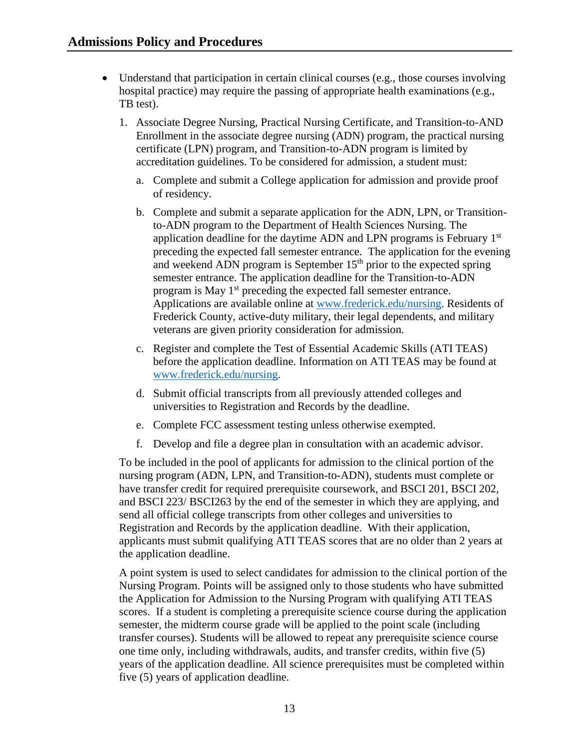## Admissions Policy and Procedures

- Understand that participation in certain clinical courses (e.g., those courses involving hospital practice) may require the passing of appropriate health examinations (e.g., TB test).

  1. Associate Degree Nursing, Practical Nursing Certificate, and Transition-to-AND Enrollment in the associate degree nursing (ADN) program, the practical nursing certificate (LPN) program, and Transition-to-ADN program is limited by accreditation guidelines. To be considered for admission, a student must:

     a. Complete and submit a College application for admission and provide proof of residency.

     b. Complete and submit a separate application for the ADN, LPN, or Transition-to-ADN program to the Department of Health Sciences Nursing. The application deadline for the daytime ADN and LPN programs is February 1st preceding the expected fall semester entrance. The application for the evening and weekend ADN program is September 15th prior to the expected spring semester entrance. The application deadline for the Transition-to-ADN program is May 1st preceding the expected fall semester entrance. Applications are available online at [www.frederick.edu/nursing](http://www.frederick.edu/nursing). Residents of Frederick County, active-duty military, their legal dependents, and military veterans are given priority consideration for admission.

     c. Register and complete the Test of Essential Academic Skills (ATI TEAS) before the application deadline. Information on ATI TEAS may be found at [www.frederick.edu/nursing](http://www.frederick.edu/nursing).

     d. Submit official transcripts from all previously attended colleges and universities to Registration and Records by the deadline.

     e. Complete FCC assessment testing unless otherwise exempted.

     f. Develop and file a degree plan in consultation with an academic advisor.

  To be included in the pool of applicants for admission to the clinical portion of the nursing program (ADN, LPN, and Transition-to-ADN), students must complete or have transfer credit for required prerequisite coursework, and BSCI 201, BSCI 202, and BSCI 223/ BSCI263 by the end of the semester in which they are applying, and send all official college transcripts from other colleges and universities to Registration and Records by the application deadline. With their application, applicants must submit qualifying ATI TEAS scores that are no older than 2 years at the application deadline.

  A point system is used to select candidates for admission to the clinical portion of the Nursing Program. Points will be assigned only to those students who have submitted the Application for Admission to the Nursing Program with qualifying ATI TEAS scores. If a student is completing a prerequisite science course during the application semester, the midterm course grade will be applied to the point scale (including transfer courses). Students will be allowed to repeat any prerequisite science course one time only, including withdrawals, audits, and transfer credits, within five (5) years of the application deadline. All science prerequisites must be completed within five (5) years of application deadline.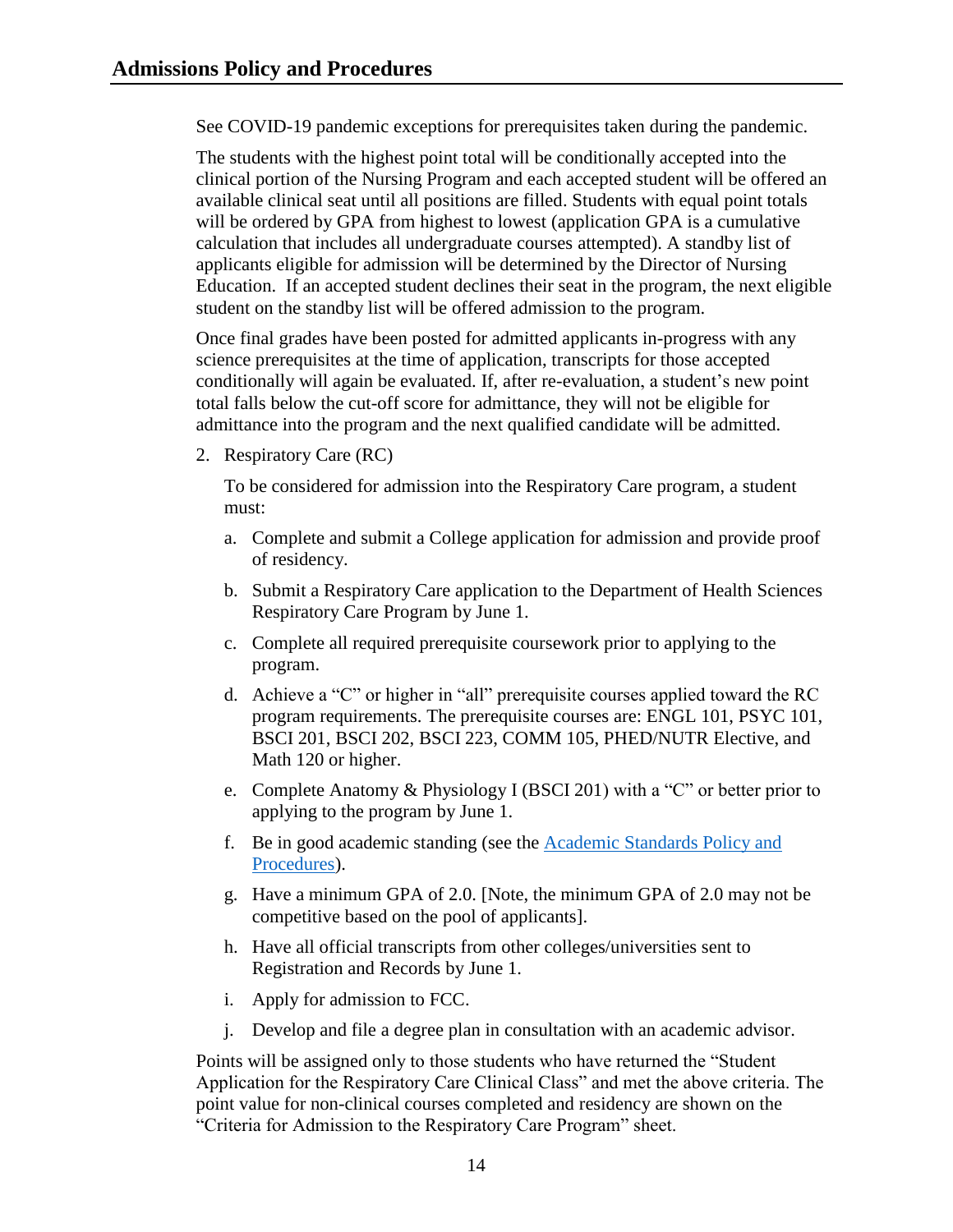See COVID-19 pandemic exceptions for prerequisites taken during the pandemic.

The students with the highest point total will be conditionally accepted into the clinical portion of the Nursing Program and each accepted student will be offered an available clinical seat until all positions are filled. Students with equal point totals will be ordered by GPA from highest to lowest (application GPA is a cumulative calculation that includes all undergraduate courses attempted). A standby list of applicants eligible for admission will be determined by the Director of Nursing Education. If an accepted student declines their seat in the program, the next eligible student on the standby list will be offered admission to the program.

Once final grades have been posted for admitted applicants in-progress with any science prerequisites at the time of application, transcripts for those accepted conditionally will again be evaluated. If, after re-evaluation, a student's new point total falls below the cut-off score for admittance, they will not be eligible for admittance into the program and the next qualified candidate will be admitted.

2. Respiratory Care (RC)

   To be considered for admission into the Respiratory Care program, a student must:

   a. Complete and submit a College application for admission and provide proof of residency.
   b. Submit a Respiratory Care application to the Department of Health Sciences Respiratory Care Program by June 1.
   c. Complete all required prerequisite coursework prior to applying to the program.
   d. Achieve a "C" or higher in "all" prerequisite courses applied toward the RC program requirements. The prerequisite courses are: ENGL 101, PSYC 101, BSCI 201, BSCI 202, BSCI 223, COMM 105, PHED/NUTR Elective, and Math 120 or higher.
   e. Complete Anatomy & Physiology I (BSCI 201) with a "C" or better prior to applying to the program by June 1.
   f. Be in good academic standing (see the Academic Standards Policy and Procedures).
   g. Have a minimum GPA of 2.0. [Note, the minimum GPA of 2.0 may not be competitive based on the pool of applicants].
   h. Have all official transcripts from other colleges/universities sent to Registration and Records by June 1.
   i. Apply for admission to FCC.
   j. Develop and file a degree plan in consultation with an academic advisor.

Points will be assigned only to those students who have returned the "Student Application for the Respiratory Care Clinical Class" and met the above criteria. The point value for non-clinical courses completed and residency are shown on the "Criteria for Admission to the Respiratory Care Program" sheet.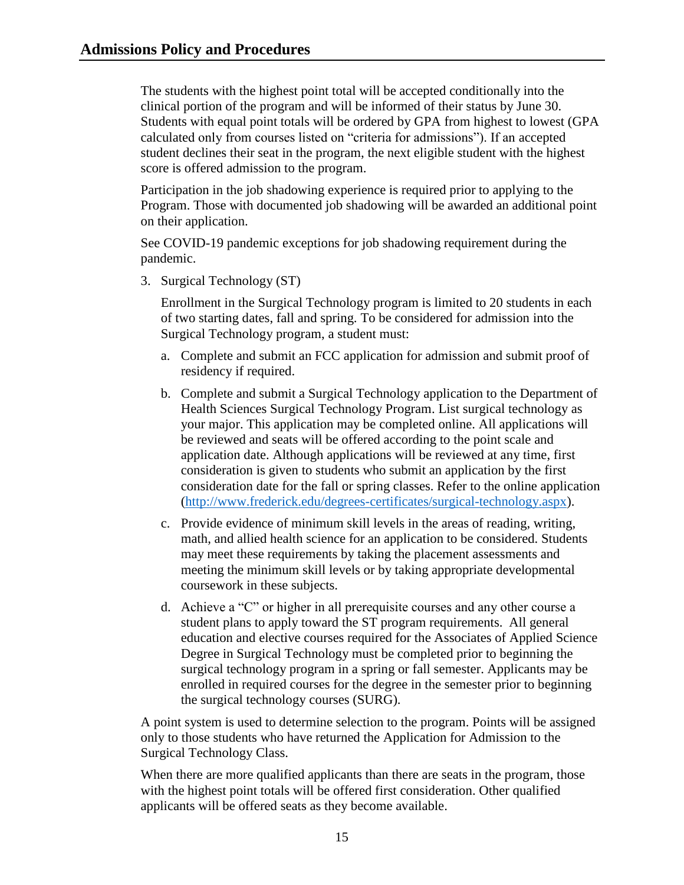## Admissions Policy and Procedures

The students with the highest point total will be accepted conditionally into the clinical portion of the program and will be informed of their status by June 30. Students with equal point totals will be ordered by GPA from highest to lowest (GPA calculated only from courses listed on "criteria for admissions"). If an accepted student declines their seat in the program, the next eligible student with the highest score is offered admission to the program.

Participation in the job shadowing experience is required prior to applying to the Program. Those with documented job shadowing will be awarded an additional point on their application.

See COVID-19 pandemic exceptions for job shadowing requirement during the pandemic.

3. Surgical Technology (ST)

   Enrollment in the Surgical Technology program is limited to 20 students in each of two starting dates, fall and spring. To be considered for admission into the Surgical Technology program, a student must:

   a. Complete and submit an FCC application for admission and submit proof of residency if required.

   b. Complete and submit a Surgical Technology application to the Department of Health Sciences Surgical Technology Program. List surgical technology as your major. This application may be completed online. All applications will be reviewed and seats will be offered according to the point scale and application date. Although applications will be reviewed at any time, first consideration is given to students who submit an application by the first consideration date for the fall or spring classes. Refer to the online application ([http://www.frederick.edu/degrees-certificates/surgical-technology.aspx](http://www.frederick.edu/degrees-certificates/surgical-technology.aspx)).

   c. Provide evidence of minimum skill levels in the areas of reading, writing, math, and allied health science for an application to be considered. Students may meet these requirements by taking the placement assessments and meeting the minimum skill levels or by taking appropriate developmental coursework in these subjects.

   d. Achieve a "C" or higher in all prerequisite courses and any other course a student plans to apply toward the ST program requirements. All general education and elective courses required for the Associates of Applied Science Degree in Surgical Technology must be completed prior to beginning the surgical technology program in a spring or fall semester. Applicants may be enrolled in required courses for the degree in the semester prior to beginning the surgical technology courses (SURG).

A point system is used to determine selection to the program. Points will be assigned only to those students who have returned the Application for Admission to the Surgical Technology Class.

When there are more qualified applicants than there are seats in the program, those with the highest point totals will be offered first consideration. Other qualified applicants will be offered seats as they become available.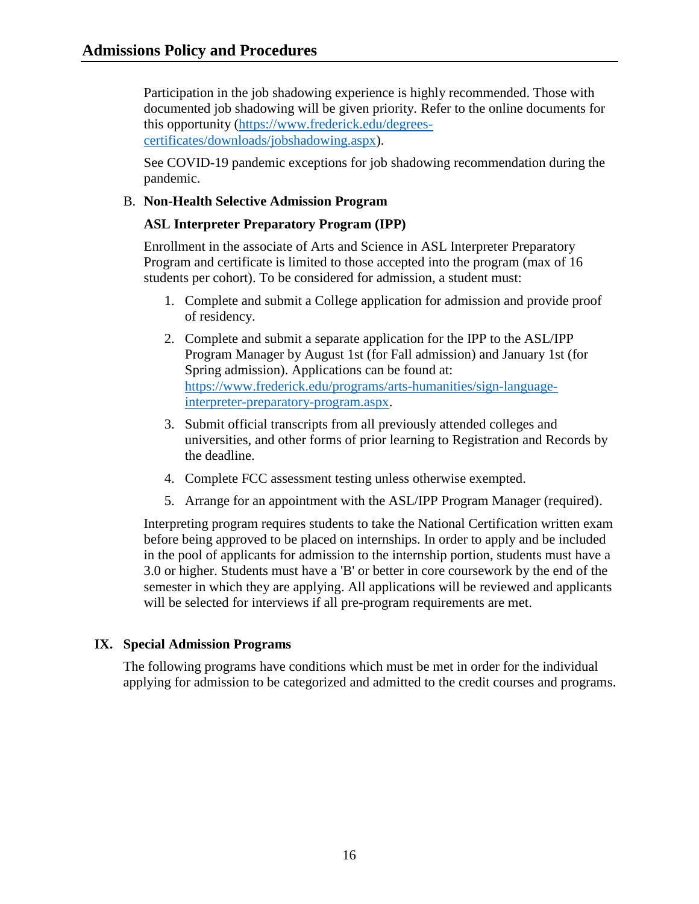Participation in the job shadowing experience is highly recommended. Those with documented job shadowing will be given priority. Refer to the online documents for this opportunity ([https://www.frederick.edu/degrees-certificates/downloads/jobshadowing.aspx](https://www.frederick.edu/degrees-certificates/downloads/jobshadowing.aspx)).

See COVID-19 pandemic exceptions for job shadowing recommendation during the pandemic.

B. **Non-Health Selective Admission Program**

**ASL Interpreter Preparatory Program (IPP)**

Enrollment in the associate of Arts and Science in ASL Interpreter Preparatory Program and certificate is limited to those accepted into the program (max of 16 students per cohort). To be considered for admission, a student must:

1. Complete and submit a College application for admission and provide proof of residency.
2. Complete and submit a separate application for the IPP to the ASL/IPP Program Manager by August 1st (for Fall admission) and January 1st (for Spring admission). Applications can be found at: [https://www.frederick.edu/programs/arts-humanities/sign-language-interpreter-preparatory-program.aspx](https://www.frederick.edu/programs/arts-humanities/sign-language-interpreter-preparatory-program.aspx).
3. Submit official transcripts from all previously attended colleges and universities, and other forms of prior learning to Registration and Records by the deadline.
4. Complete FCC assessment testing unless otherwise exempted.
5. Arrange for an appointment with the ASL/IPP Program Manager (required).

Interpreting program requires students to take the National Certification written exam before being approved to be placed on internships. In order to apply and be included in the pool of applicants for admission to the internship portion, students must have a 3.0 or higher. Students must have a 'B' or better in core coursework by the end of the semester in which they are applying. All applications will be reviewed and applicants will be selected for interviews if all pre-program requirements are met.

## IX. Special Admission Programs

The following programs have conditions which must be met in order for the individual applying for admission to be categorized and admitted to the credit courses and programs.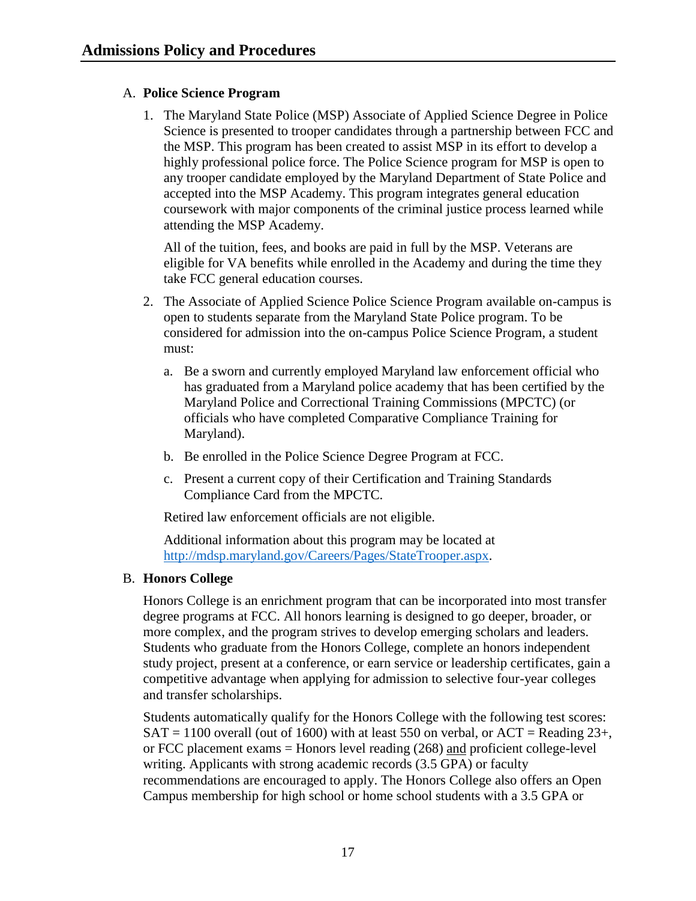# Admissions Policy and Procedures

A. **Police Science Program**

1. The Maryland State Police (MSP) Associate of Applied Science Degree in Police Science is presented to trooper candidates through a partnership between FCC and the MSP. This program has been created to assist MSP in its effort to develop a highly professional police force. The Police Science program for MSP is open to any trooper candidate employed by the Maryland Department of State Police and accepted into the MSP Academy. This program integrates general education coursework with major components of the criminal justice process learned while attending the MSP Academy.

   All of the tuition, fees, and books are paid in full by the MSP. Veterans are eligible for VA benefits while enrolled in the Academy and during the time they take FCC general education courses.

2. The Associate of Applied Science Police Science Program available on-campus is open to students separate from the Maryland State Police program. To be considered for admission into the on-campus Police Science Program, a student must:

   a. Be a sworn and currently employed Maryland law enforcement official who has graduated from a Maryland police academy that has been certified by the Maryland Police and Correctional Training Commissions (MPCTC) (or officials who have completed Comparative Compliance Training for Maryland).

   b. Be enrolled in the Police Science Degree Program at FCC.

   c. Present a current copy of their Certification and Training Standards Compliance Card from the MPCTC.

   Retired law enforcement officials are not eligible.

   Additional information about this program may be located at http://mdsp.maryland.gov/Careers/Pages/StateTrooper.aspx.

B. **Honors College**

Honors College is an enrichment program that can be incorporated into most transfer degree programs at FCC. All honors learning is designed to go deeper, broader, or more complex, and the program strives to develop emerging scholars and leaders. Students who graduate from the Honors College, complete an honors independent study project, present at a conference, or earn service or leadership certificates, gain a competitive advantage when applying for admission to selective four-year colleges and transfer scholarships.

Students automatically qualify for the Honors College with the following test scores: SAT = 1100 overall (out of 1600) with at least 550 on verbal, or ACT = Reading 23+, or FCC placement exams = Honors level reading (268) and proficient college-level writing. Applicants with strong academic records (3.5 GPA) or faculty recommendations are encouraged to apply. The Honors College also offers an Open Campus membership for high school or home school students with a 3.5 GPA or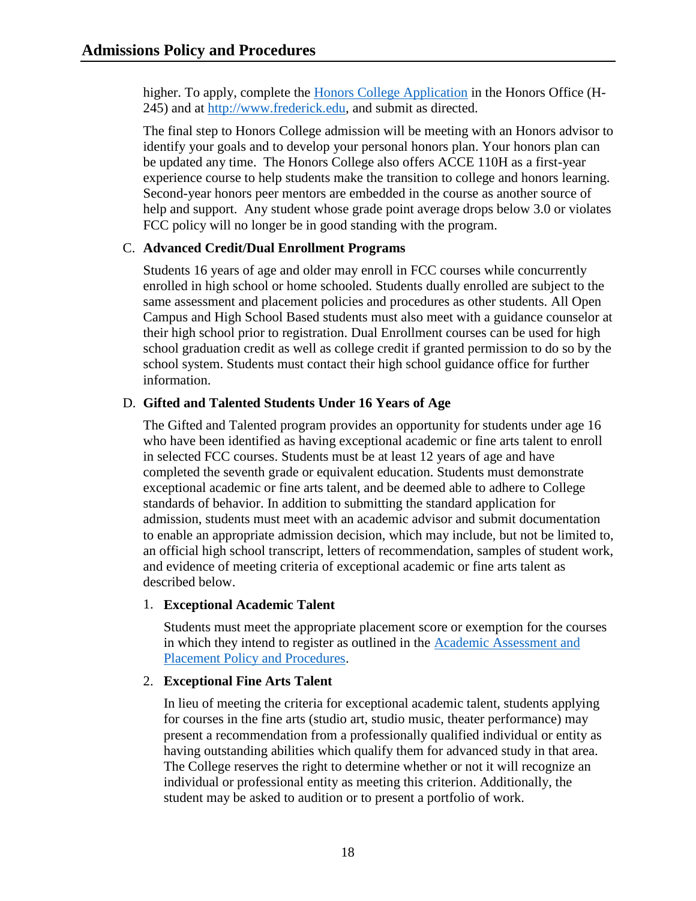higher. To apply, complete the [Honors College Application](#) in the Honors Office (H-245) and at [http://www.frederick.edu](http://www.frederick.edu), and submit as directed.

The final step to Honors College admission will be meeting with an Honors advisor to identify your goals and to develop your personal honors plan. Your honors plan can be updated any time. The Honors College also offers ACCE 110H as a first-year experience course to help students make the transition to college and honors learning. Second-year honors peer mentors are embedded in the course as another source of help and support. Any student whose grade point average drops below 3.0 or violates FCC policy will no longer be in good standing with the program.

C. **Advanced Credit/Dual Enrollment Programs**

Students 16 years of age and older may enroll in FCC courses while concurrently enrolled in high school or home schooled. Students dually enrolled are subject to the same assessment and placement policies and procedures as other students. All Open Campus and High School Based students must also meet with a guidance counselor at their high school prior to registration. Dual Enrollment courses can be used for high school graduation credit as well as college credit if granted permission to do so by the school system. Students must contact their high school guidance office for further information.

D. **Gifted and Talented Students Under 16 Years of Age**

The Gifted and Talented program provides an opportunity for students under age 16 who have been identified as having exceptional academic or fine arts talent to enroll in selected FCC courses. Students must be at least 12 years of age and have completed the seventh grade or equivalent education. Students must demonstrate exceptional academic or fine arts talent, and be deemed able to adhere to College standards of behavior. In addition to submitting the standard application for admission, students must meet with an academic advisor and submit documentation to enable an appropriate admission decision, which may include, but not be limited to, an official high school transcript, letters of recommendation, samples of student work, and evidence of meeting criteria of exceptional academic or fine arts talent as described below.

1. **Exceptional Academic Talent**

   Students must meet the appropriate placement score or exemption for the courses in which they intend to register as outlined in the [Academic Assessment and Placement Policy and Procedures](#).

2. **Exceptional Fine Arts Talent**

   In lieu of meeting the criteria for exceptional academic talent, students applying for courses in the fine arts (studio art, studio music, theater performance) may present a recommendation from a professionally qualified individual or entity as having outstanding abilities which qualify them for advanced study in that area. The College reserves the right to determine whether or not it will recognize an individual or professional entity as meeting this criterion. Additionally, the student may be asked to audition or to present a portfolio of work.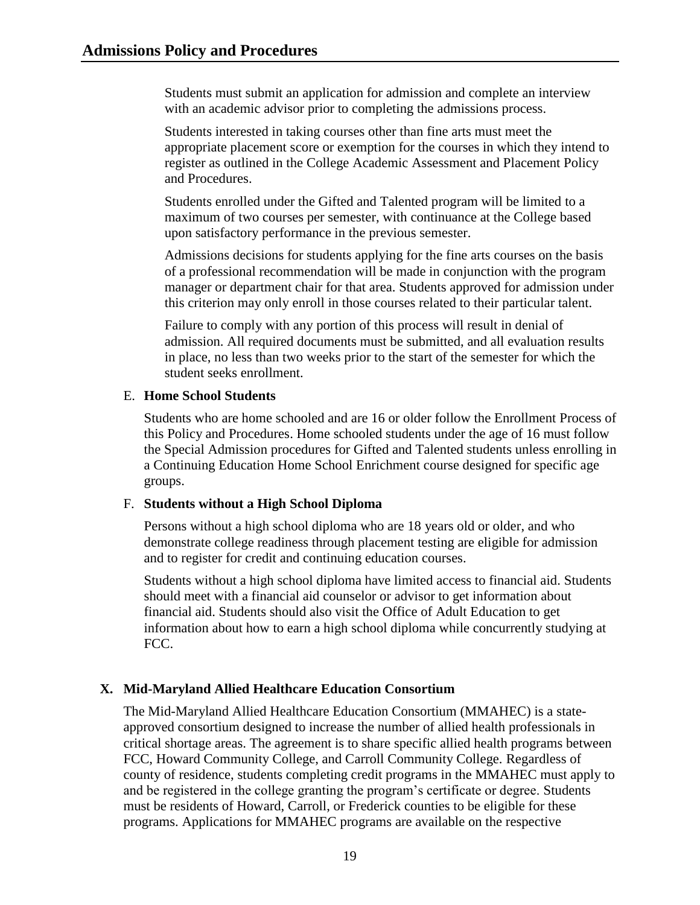Students must submit an application for admission and complete an interview with an academic advisor prior to completing the admissions process.

Students interested in taking courses other than fine arts must meet the appropriate placement score or exemption for the courses in which they intend to register as outlined in the College Academic Assessment and Placement Policy and Procedures.

Students enrolled under the Gifted and Talented program will be limited to a maximum of two courses per semester, with continuance at the College based upon satisfactory performance in the previous semester.

Admissions decisions for students applying for the fine arts courses on the basis of a professional recommendation will be made in conjunction with the program manager or department chair for that area. Students approved for admission under this criterion may only enroll in those courses related to their particular talent.

Failure to comply with any portion of this process will result in denial of admission. All required documents must be submitted, and all evaluation results in place, no less than two weeks prior to the start of the semester for which the student seeks enrollment.

E. **Home School Students**

Students who are home schooled and are 16 or older follow the Enrollment Process of this Policy and Procedures. Home schooled students under the age of 16 must follow the Special Admission procedures for Gifted and Talented students unless enrolling in a Continuing Education Home School Enrichment course designed for specific age groups.

F. **Students without a High School Diploma**

Persons without a high school diploma who are 18 years old or older, and who demonstrate college readiness through placement testing are eligible for admission and to register for credit and continuing education courses.

Students without a high school diploma have limited access to financial aid. Students should meet with a financial aid counselor or advisor to get information about financial aid. Students should also visit the Office of Adult Education to get information about how to earn a high school diploma while concurrently studying at FCC.

## X. Mid-Maryland Allied Healthcare Education Consortium

The Mid-Maryland Allied Healthcare Education Consortium (MMAHEC) is a state-approved consortium designed to increase the number of allied health professionals in critical shortage areas. The agreement is to share specific allied health programs between FCC, Howard Community College, and Carroll Community College. Regardless of county of residence, students completing credit programs in the MMAHEC must apply to and be registered in the college granting the program's certificate or degree. Students must be residents of Howard, Carroll, or Frederick counties to be eligible for these programs. Applications for MMAHEC programs are available on the respective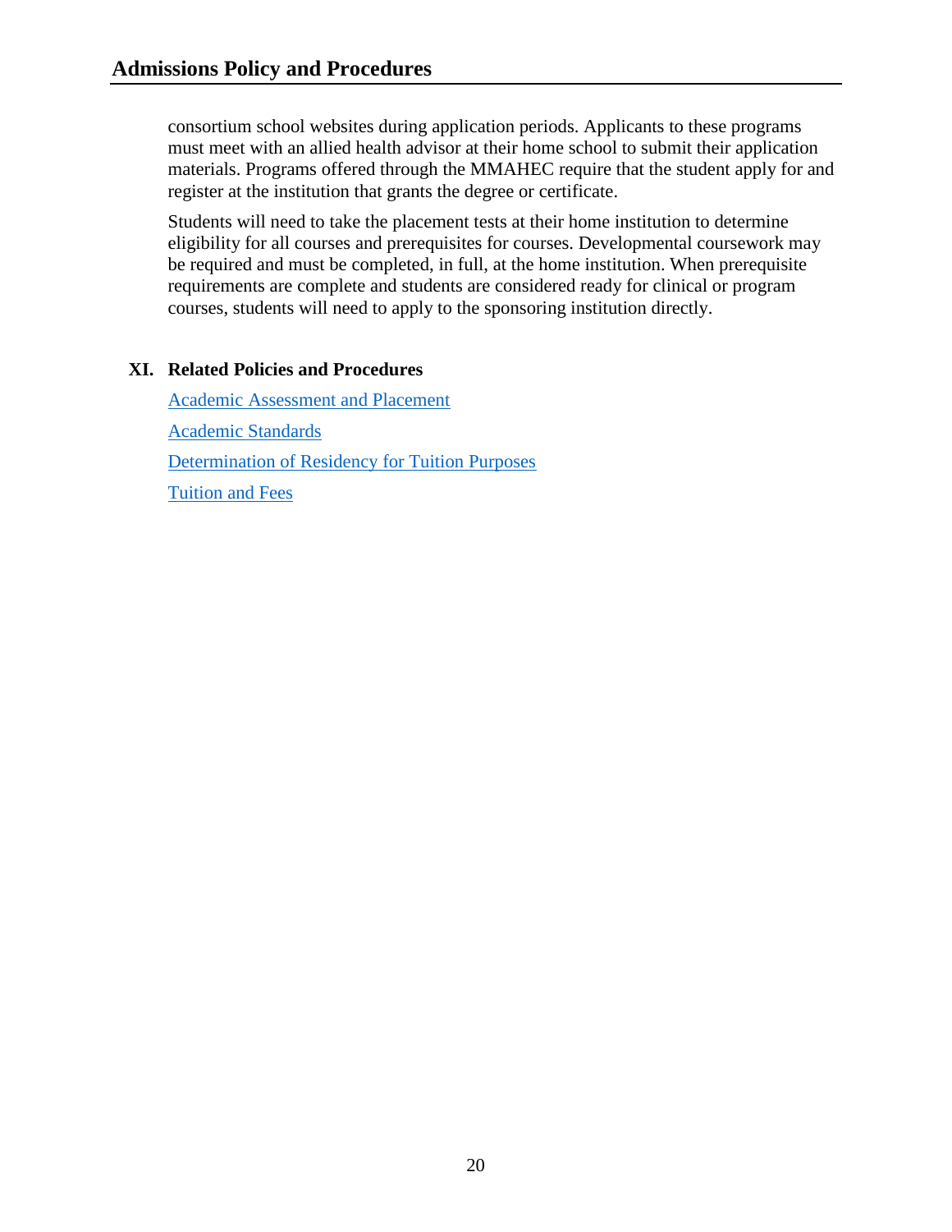consortium school websites during application periods. Applicants to these programs must meet with an allied health advisor at their home school to submit their application materials. Programs offered through the MMAHEC require that the student apply for and register at the institution that grants the degree or certificate.

Students will need to take the placement tests at their home institution to determine eligibility for all courses and prerequisites for courses. Developmental coursework may be required and must be completed, in full, at the home institution. When prerequisite requirements are complete and students are considered ready for clinical or program courses, students will need to apply to the sponsoring institution directly.

## XI. Related Policies and Procedures

Academic Assessment and Placement

Academic Standards

Determination of Residency for Tuition Purposes

Tuition and Fees